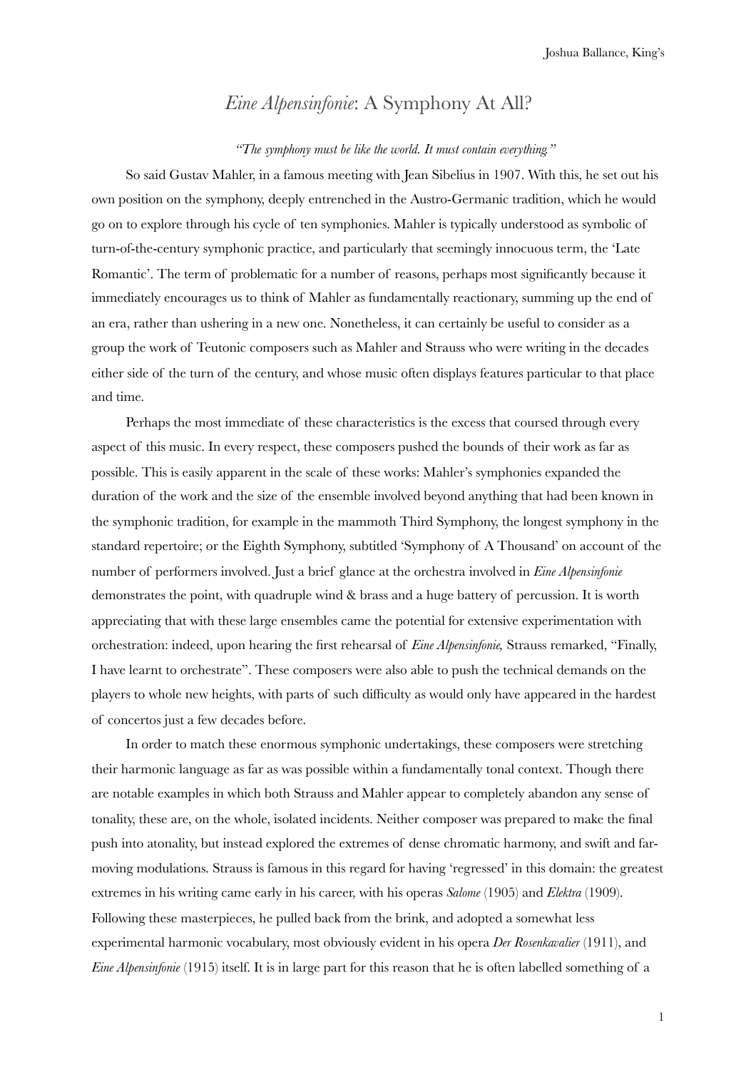Joshua Ballance, King's

# *Eine Alpensinfonie*: A Symphony At All?

*"The symphony must be like the world. It must contain everything."*

So said Gustav Mahler, in a famous meeting with Jean Sibelius in 1907. With this, he set out his own position on the symphony, deeply entrenched in the Austro-Germanic tradition, which he would go on to explore through his cycle of ten symphonies. Mahler is typically understood as symbolic of turn-of-the-century symphonic practice, and particularly that seemingly innocuous term, the 'Late Romantic'. The term of problematic for a number of reasons, perhaps most significantly because it immediately encourages us to think of Mahler as fundamentally reactionary, summing up the end of an era, rather than ushering in a new one. Nonetheless, it can certainly be useful to consider as a group the work of Teutonic composers such as Mahler and Strauss who were writing in the decades either side of the turn of the century, and whose music often displays features particular to that place and time.

Perhaps the most immediate of these characteristics is the excess that coursed through every aspect of this music. In every respect, these composers pushed the bounds of their work as far as possible. This is easily apparent in the scale of these works: Mahler's symphonies expanded the duration of the work and the size of the ensemble involved beyond anything that had been known in the symphonic tradition, for example in the mammoth Third Symphony, the longest symphony in the standard repertoire; or the Eighth Symphony, subtitled 'Symphony of A Thousand' on account of the number of performers involved. Just a brief glance at the orchestra involved in *Eine Alpensinfonie* demonstrates the point, with quadruple wind & brass and a huge battery of percussion. It is worth appreciating that with these large ensembles came the potential for extensive experimentation with orchestration: indeed, upon hearing the first rehearsal of *Eine Alpensinfonie,* Strauss remarked, "Finally, I have learnt to orchestrate". These composers were also able to push the technical demands on the players to whole new heights, with parts of such difficulty as would only have appeared in the hardest of concertos just a few decades before.

In order to match these enormous symphonic undertakings, these composers were stretching their harmonic language as far as was possible within a fundamentally tonal context. Though there are notable examples in which both Strauss and Mahler appear to completely abandon any sense of tonality, these are, on the whole, isolated incidents. Neither composer was prepared to make the final push into atonality, but instead explored the extremes of dense chromatic harmony, and swift and far-moving modulations. Strauss is famous in this regard for having 'regressed' in this domain: the greatest extremes in his writing came early in his career, with his operas *Salome* (1905) and *Elektra* (1909). Following these masterpieces, he pulled back from the brink, and adopted a somewhat less experimental harmonic vocabulary, most obviously evident in his opera *Der Rosenkavalier* (1911), and *Eine Alpensinfonie* (1915) itself. It is in large part for this reason that he is often labelled something of a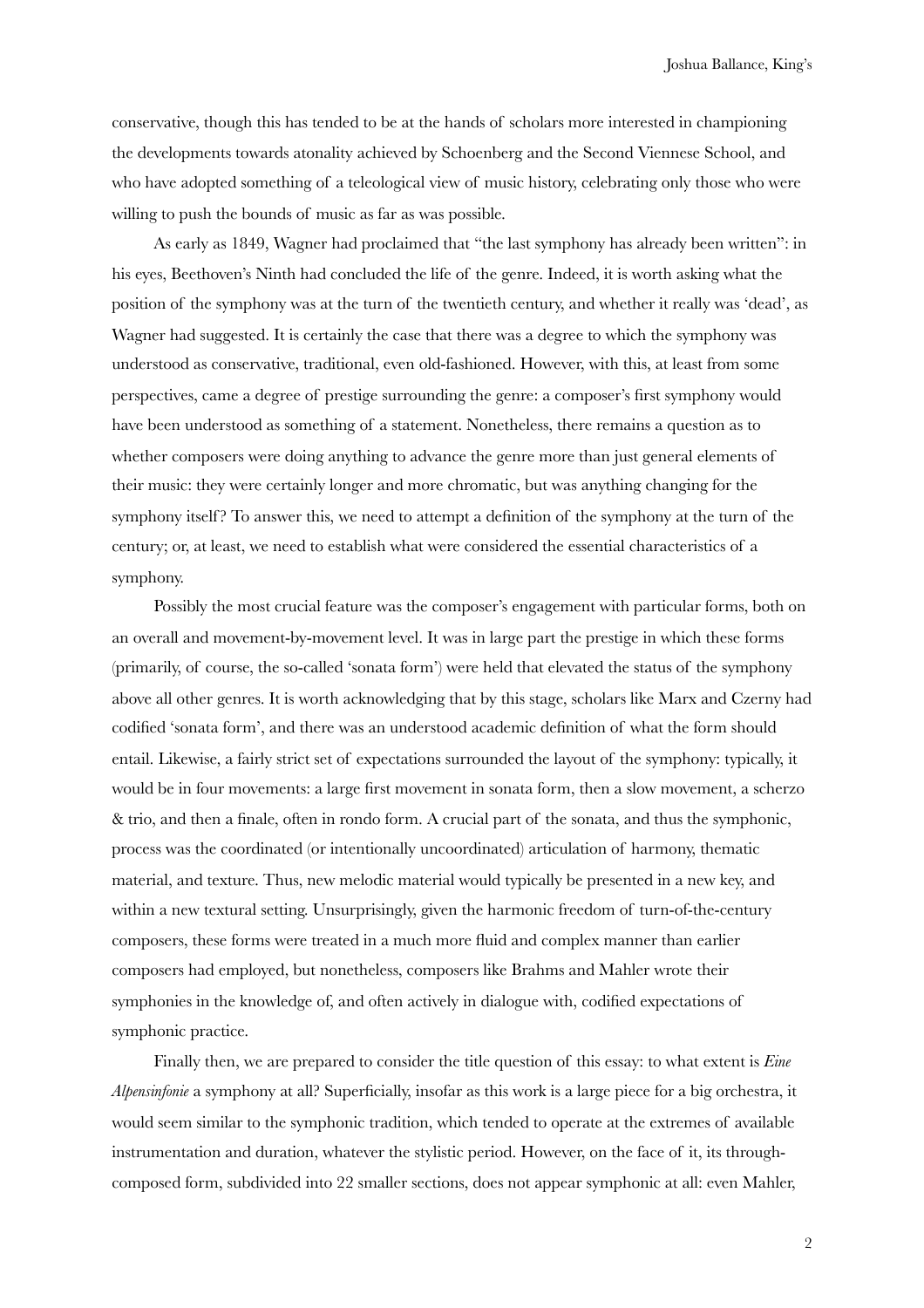conservative, though this has tended to be at the hands of scholars more interested in championing the developments towards atonality achieved by Schoenberg and the Second Viennese School, and who have adopted something of a teleological view of music history, celebrating only those who were willing to push the bounds of music as far as was possible.

As early as 1849, Wagner had proclaimed that "the last symphony has already been written": in his eyes, Beethoven's Ninth had concluded the life of the genre. Indeed, it is worth asking what the position of the symphony was at the turn of the twentieth century, and whether it really was 'dead', as Wagner had suggested. It is certainly the case that there was a degree to which the symphony was understood as conservative, traditional, even old-fashioned. However, with this, at least from some perspectives, came a degree of prestige surrounding the genre: a composer's first symphony would have been understood as something of a statement. Nonetheless, there remains a question as to whether composers were doing anything to advance the genre more than just general elements of their music: they were certainly longer and more chromatic, but was anything changing for the symphony itself? To answer this, we need to attempt a definition of the symphony at the turn of the century; or, at least, we need to establish what were considered the essential characteristics of a symphony.

Possibly the most crucial feature was the composer's engagement with particular forms, both on an overall and movement-by-movement level. It was in large part the prestige in which these forms (primarily, of course, the so-called 'sonata form') were held that elevated the status of the symphony above all other genres. It is worth acknowledging that by this stage, scholars like Marx and Czerny had codified 'sonata form', and there was an understood academic definition of what the form should entail. Likewise, a fairly strict set of expectations surrounded the layout of the symphony: typically, it would be in four movements: a large first movement in sonata form, then a slow movement, a scherzo & trio, and then a finale, often in rondo form. A crucial part of the sonata, and thus the symphonic, process was the coordinated (or intentionally uncoordinated) articulation of harmony, thematic material, and texture. Thus, new melodic material would typically be presented in a new key, and within a new textural setting. Unsurprisingly, given the harmonic freedom of turn-of-the-century composers, these forms were treated in a much more fluid and complex manner than earlier composers had employed, but nonetheless, composers like Brahms and Mahler wrote their symphonies in the knowledge of, and often actively in dialogue with, codified expectations of symphonic practice.

Finally then, we are prepared to consider the title question of this essay: to what extent is *Eine Alpensinfonie* a symphony at all? Superficially, insofar as this work is a large piece for a big orchestra, it would seem similar to the symphonic tradition, which tended to operate at the extremes of available instrumentation and duration, whatever the stylistic period. However, on the face of it, its through-composed form, subdivided into 22 smaller sections, does not appear symphonic at all: even Mahler,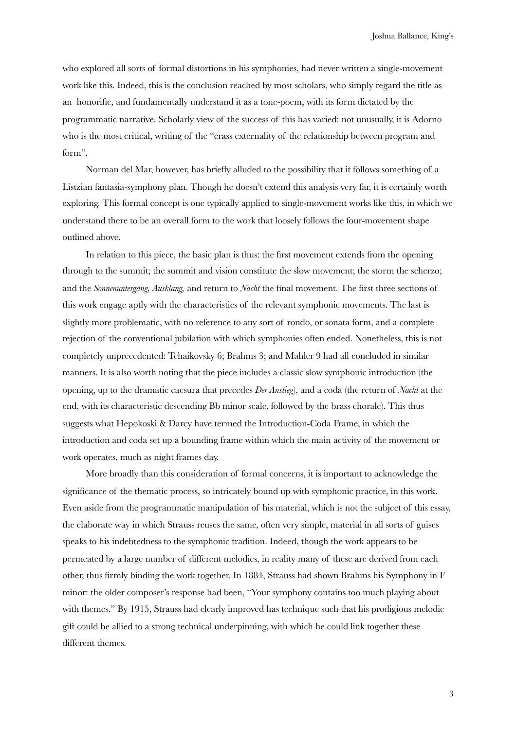who explored all sorts of formal distortions in his symphonies, had never written a single-movement work like this. Indeed, this is the conclusion reached by most scholars, who simply regard the title as an  honorific, and fundamentally understand it as a tone-poem, with its form dictated by the programmatic narrative. Scholarly view of the success of this has varied: not unusually, it is Adorno who is the most critical, writing of the "crass externality of the relationship between program and form".

Norman del Mar, however, has briefly alluded to the possibility that it follows something of a Listzian fantasia-symphony plan. Though he doesn't extend this analysis very far, it is certainly worth exploring. This formal concept is one typically applied to single-movement works like this, in which we understand there to be an overall form to the work that loosely follows the four-movement shape outlined above.

In relation to this piece, the basic plan is thus: the first movement extends from the opening through to the summit; the summit and vision constitute the slow movement; the storm the scherzo; and the *Sonnenuntergang*, *Ausklang,* and return to *Nacht* the final movement. The first three sections of this work engage aptly with the characteristics of the relevant symphonic movements. The last is slightly more problematic, with no reference to any sort of rondo, or sonata form, and a complete rejection of the conventional jubilation with which symphonies often ended. Nonetheless, this is not completely unprecedented: Tchaikovsky 6; Brahms 3; and Mahler 9 had all concluded in similar manners. It is also worth noting that the piece includes a classic slow symphonic introduction (the opening, up to the dramatic caesura that precedes *Der Anstieg*), and a coda (the return of *Nacht* at the end, with its characteristic descending Bb minor scale, followed by the brass chorale). This thus suggests what Hepokoski & Darcy have termed the Introduction-Coda Frame, in which the introduction and coda set up a bounding frame within which the main activity of the movement or work operates, much as night frames day.

More broadly than this consideration of formal concerns, it is important to acknowledge the significance of the thematic process, so intricately bound up with symphonic practice, in this work. Even aside from the programmatic manipulation of his material, which is not the subject of this essay, the elaborate way in which Strauss reuses the same, often very simple, material in all sorts of guises speaks to his indebtedness to the symphonic tradition. Indeed, though the work appears to be permeated by a large number of different melodies, in reality many of these are derived from each other, thus firmly binding the work together. In 1884, Strauss had shown Brahms his Symphony in F minor: the older composer's response had been, "Your symphony contains too much playing about with themes." By 1915, Strauss had clearly improved has technique such that his prodigious melodic gift could be allied to a strong technical underpinning, with which he could link together these different themes.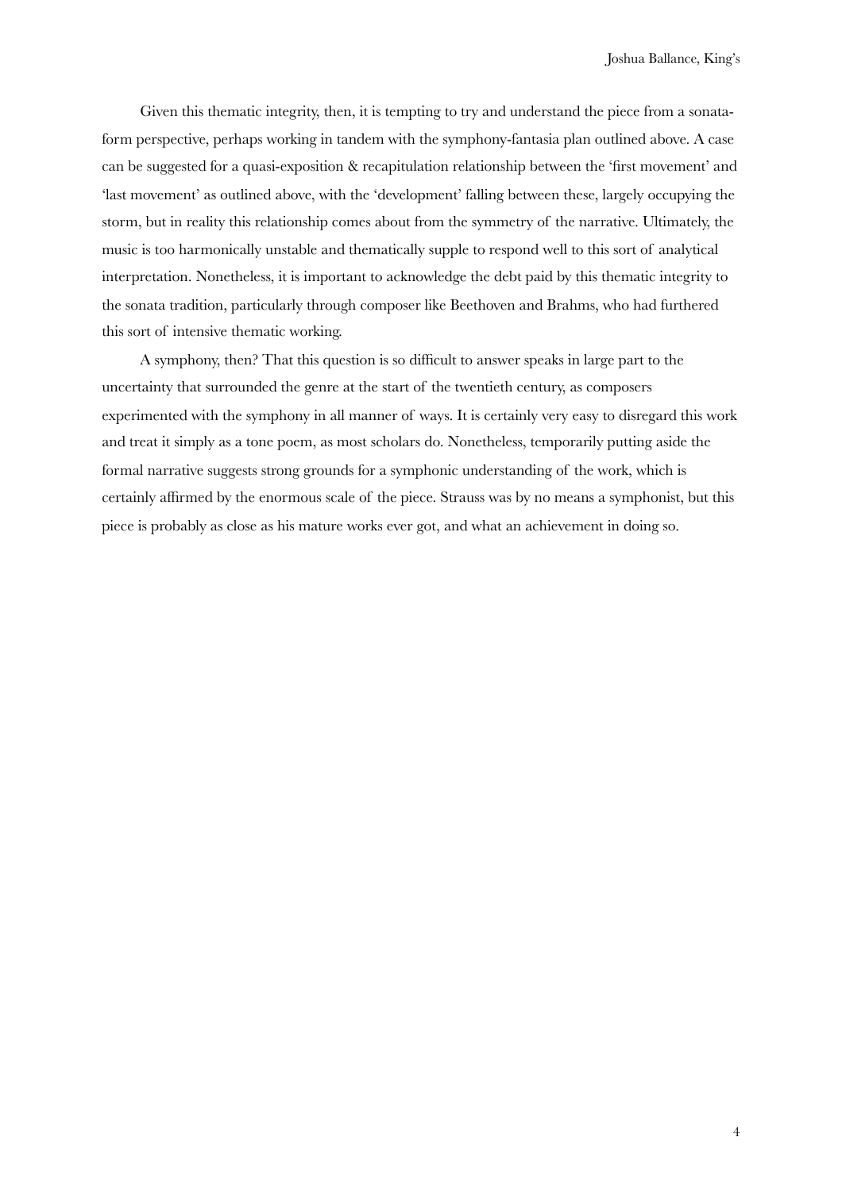Given this thematic integrity, then, it is tempting to try and understand the piece from a sonata-form perspective, perhaps working in tandem with the symphony-fantasia plan outlined above. A case can be suggested for a quasi-exposition & recapitulation relationship between the 'first movement' and 'last movement' as outlined above, with the 'development' falling between these, largely occupying the storm, but in reality this relationship comes about from the symmetry of the narrative. Ultimately, the music is too harmonically unstable and thematically supple to respond well to this sort of analytical interpretation. Nonetheless, it is important to acknowledge the debt paid by this thematic integrity to the sonata tradition, particularly through composer like Beethoven and Brahms, who had furthered this sort of intensive thematic working.

A symphony, then? That this question is so difficult to answer speaks in large part to the uncertainty that surrounded the genre at the start of the twentieth century, as composers experimented with the symphony in all manner of ways. It is certainly very easy to disregard this work and treat it simply as a tone poem, as most scholars do. Nonetheless, temporarily putting aside the formal narrative suggests strong grounds for a symphonic understanding of the work, which is certainly affirmed by the enormous scale of the piece. Strauss was by no means a symphonist, but this piece is probably as close as his mature works ever got, and what an achievement in doing so.